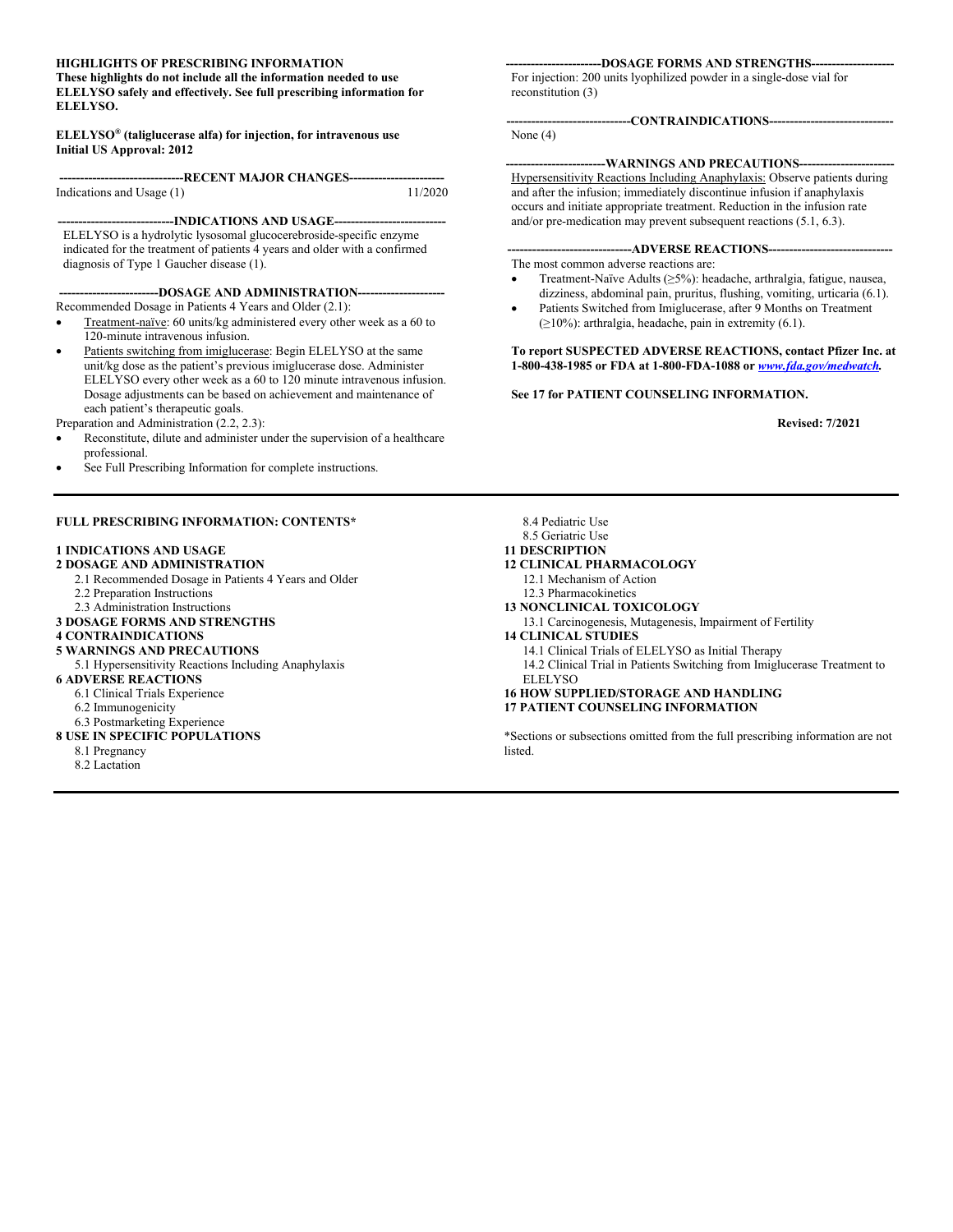**HIGHLIGHTS OF PRESCRIBING INFORMATION**
**These highlights do not include all the information needed to use ELELYSO safely and effectively. See full prescribing information for ELELYSO.**

**ELELYSO® (taliglucerase alfa) for injection, for intravenous use**
**Initial US Approval: 2012**

**----------------------------RECENT MAJOR CHANGES----------------------------**
Indications and Usage (1) 11/2020

**----------------------------INDICATIONS AND USAGE----------------------------**
ELELYSO is a hydrolytic lysosomal glucocerebroside-specific enzyme indicated for the treatment of patients 4 years and older with a confirmed diagnosis of Type 1 Gaucher disease (1).

**----------------------------DOSAGE AND ADMINISTRATION----------------------------**
Recommended Dosage in Patients 4 Years and Older (2.1):

- Treatment-naïve: 60 units/kg administered every other week as a 60 to 120-minute intravenous infusion.
- Patients switching from imiglucerase: Begin ELELYSO at the same unit/kg dose as the patient's previous imiglucerase dose. Administer ELELYSO every other week as a 60 to 120 minute intravenous infusion. Dosage adjustments can be based on achievement and maintenance of each patient's therapeutic goals.

Preparation and Administration (2.2, 2.3):

- Reconstitute, dilute and administer under the supervision of a healthcare professional.
- See Full Prescribing Information for complete instructions.

**----------------------------DOSAGE FORMS AND STRENGTHS----------------------------**
For injection: 200 units lyophilized powder in a single-dose vial for reconstitution (3)

**----------------------------CONTRAINDICATIONS----------------------------**
None (4)

**----------------------------WARNINGS AND PRECAUTIONS----------------------------**
Hypersensitivity Reactions Including Anaphylaxis: Observe patients during and after the infusion; immediately discontinue infusion if anaphylaxis occurs and initiate appropriate treatment. Reduction in the infusion rate and/or pre-medication may prevent subsequent reactions (5.1, 6.3).

**----------------------------ADVERSE REACTIONS----------------------------**
The most common adverse reactions are:

- Treatment-Naïve Adults (≥5%): headache, arthralgia, fatigue, nausea, dizziness, abdominal pain, pruritus, flushing, vomiting, urticaria (6.1).
- Patients Switched from Imiglucerase, after 9 Months on Treatment (≥10%): arthralgia, headache, pain in extremity (6.1).

**To report SUSPECTED ADVERSE REACTIONS, contact Pfizer Inc. at 1-800-438-1985 or FDA at 1-800-FDA-1088 or *www.fda.gov/medwatch*.**

**See 17 for PATIENT COUNSELING INFORMATION.**

**Revised: 7/2021**

---

**FULL PRESCRIBING INFORMATION: CONTENTS***

**1 INDICATIONS AND USAGE**
**2 DOSAGE AND ADMINISTRATION**
2.1 Recommended Dosage in Patients 4 Years and Older
2.2 Preparation Instructions
2.3 Administration Instructions
**3 DOSAGE FORMS AND STRENGTHS**
**4 CONTRAINDICATIONS**
**5 WARNINGS AND PRECAUTIONS**
5.1 Hypersensitivity Reactions Including Anaphylaxis
**6 ADVERSE REACTIONS**
6.1 Clinical Trials Experience
6.2 Immunogenicity
6.3 Postmarketing Experience
**8 USE IN SPECIFIC POPULATIONS**
8.1 Pregnancy
8.2 Lactation
8.4 Pediatric Use
8.5 Geriatric Use
**11 DESCRIPTION**
**12 CLINICAL PHARMACOLOGY**
12.1 Mechanism of Action
12.3 Pharmacokinetics
**13 NONCLINICAL TOXICOLOGY**
13.1 Carcinogenesis, Mutagenesis, Impairment of Fertility
**14 CLINICAL STUDIES**
14.1 Clinical Trials of ELELYSO as Initial Therapy
14.2 Clinical Trial in Patients Switching from Imiglucerase Treatment to ELELYSO
**16 HOW SUPPLIED/STORAGE AND HANDLING**
**17 PATIENT COUNSELING INFORMATION**

*Sections or subsections omitted from the full prescribing information are not listed.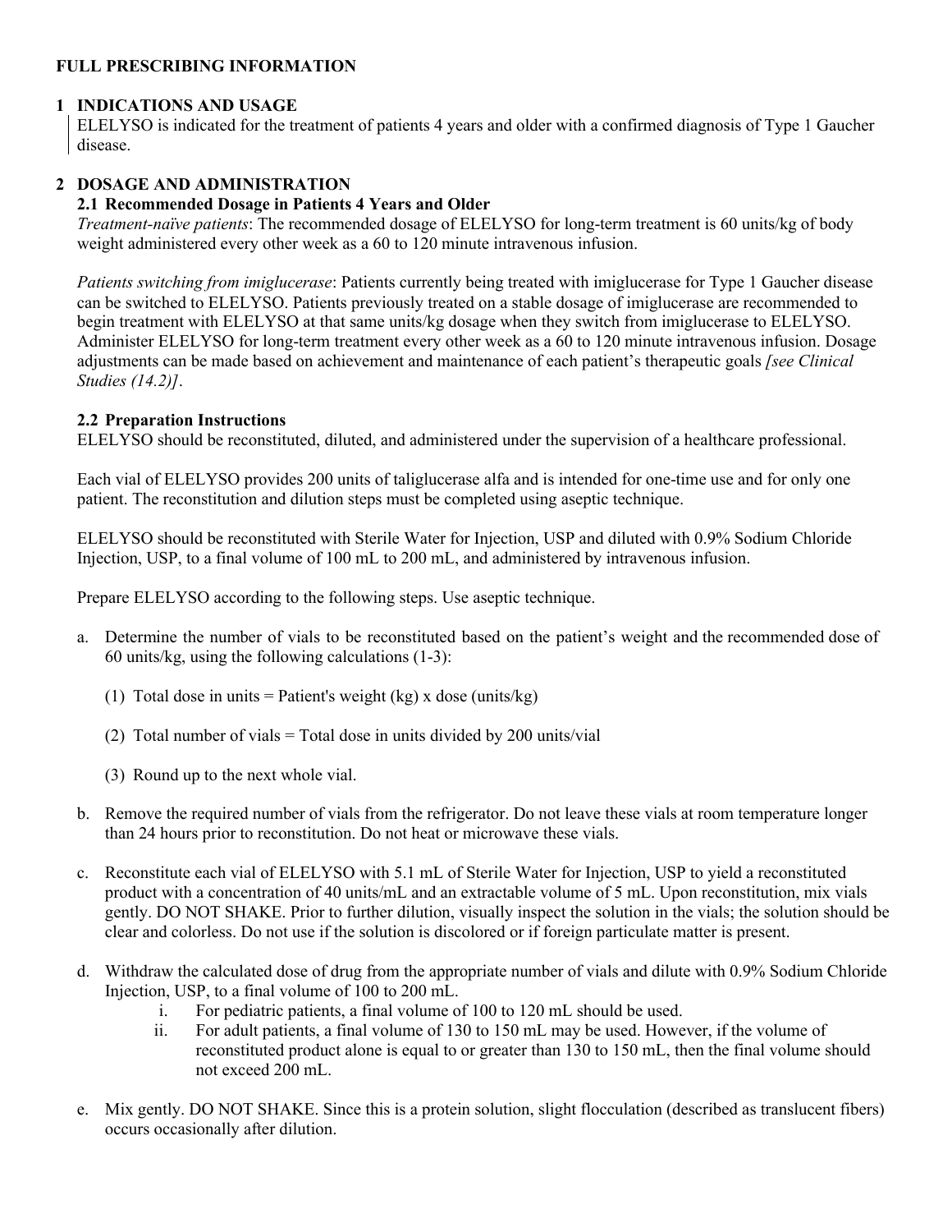# FULL PRESCRIBING INFORMATION

## 1 INDICATIONS AND USAGE

ELELYSO is indicated for the treatment of patients 4 years and older with a confirmed diagnosis of Type 1 Gaucher disease.

## 2 DOSAGE AND ADMINISTRATION

### 2.1 Recommended Dosage in Patients 4 Years and Older

*Treatment-naïve patients*: The recommended dosage of ELELYSO for long-term treatment is 60 units/kg of body weight administered every other week as a 60 to 120 minute intravenous infusion.

*Patients switching from imiglucerase*: Patients currently being treated with imiglucerase for Type 1 Gaucher disease can be switched to ELELYSO. Patients previously treated on a stable dosage of imiglucerase are recommended to begin treatment with ELELYSO at that same units/kg dosage when they switch from imiglucerase to ELELYSO. Administer ELELYSO for long-term treatment every other week as a 60 to 120 minute intravenous infusion. Dosage adjustments can be made based on achievement and maintenance of each patient's therapeutic goals *[see Clinical Studies (14.2)]*.

### 2.2 Preparation Instructions

ELELYSO should be reconstituted, diluted, and administered under the supervision of a healthcare professional.

Each vial of ELELYSO provides 200 units of taliglucerase alfa and is intended for one-time use and for only one patient. The reconstitution and dilution steps must be completed using aseptic technique.

ELELYSO should be reconstituted with Sterile Water for Injection, USP and diluted with 0.9% Sodium Chloride Injection, USP, to a final volume of 100 mL to 200 mL, and administered by intravenous infusion.

Prepare ELELYSO according to the following steps. Use aseptic technique.

a. Determine the number of vials to be reconstituted based on the patient's weight and the recommended dose of 60 units/kg, using the following calculations (1-3):

   (1) Total dose in units = Patient's weight (kg) x dose (units/kg)

   (2) Total number of vials = Total dose in units divided by 200 units/vial

   (3) Round up to the next whole vial.

b. Remove the required number of vials from the refrigerator. Do not leave these vials at room temperature longer than 24 hours prior to reconstitution. Do not heat or microwave these vials.

c. Reconstitute each vial of ELELYSO with 5.1 mL of Sterile Water for Injection, USP to yield a reconstituted product with a concentration of 40 units/mL and an extractable volume of 5 mL. Upon reconstitution, mix vials gently. DO NOT SHAKE. Prior to further dilution, visually inspect the solution in the vials; the solution should be clear and colorless. Do not use if the solution is discolored or if foreign particulate matter is present.

d. Withdraw the calculated dose of drug from the appropriate number of vials and dilute with 0.9% Sodium Chloride Injection, USP, to a final volume of 100 to 200 mL.
   i. For pediatric patients, a final volume of 100 to 120 mL should be used.
   ii. For adult patients, a final volume of 130 to 150 mL may be used. However, if the volume of reconstituted product alone is equal to or greater than 130 to 150 mL, then the final volume should not exceed 200 mL.

e. Mix gently. DO NOT SHAKE. Since this is a protein solution, slight flocculation (described as translucent fibers) occurs occasionally after dilution.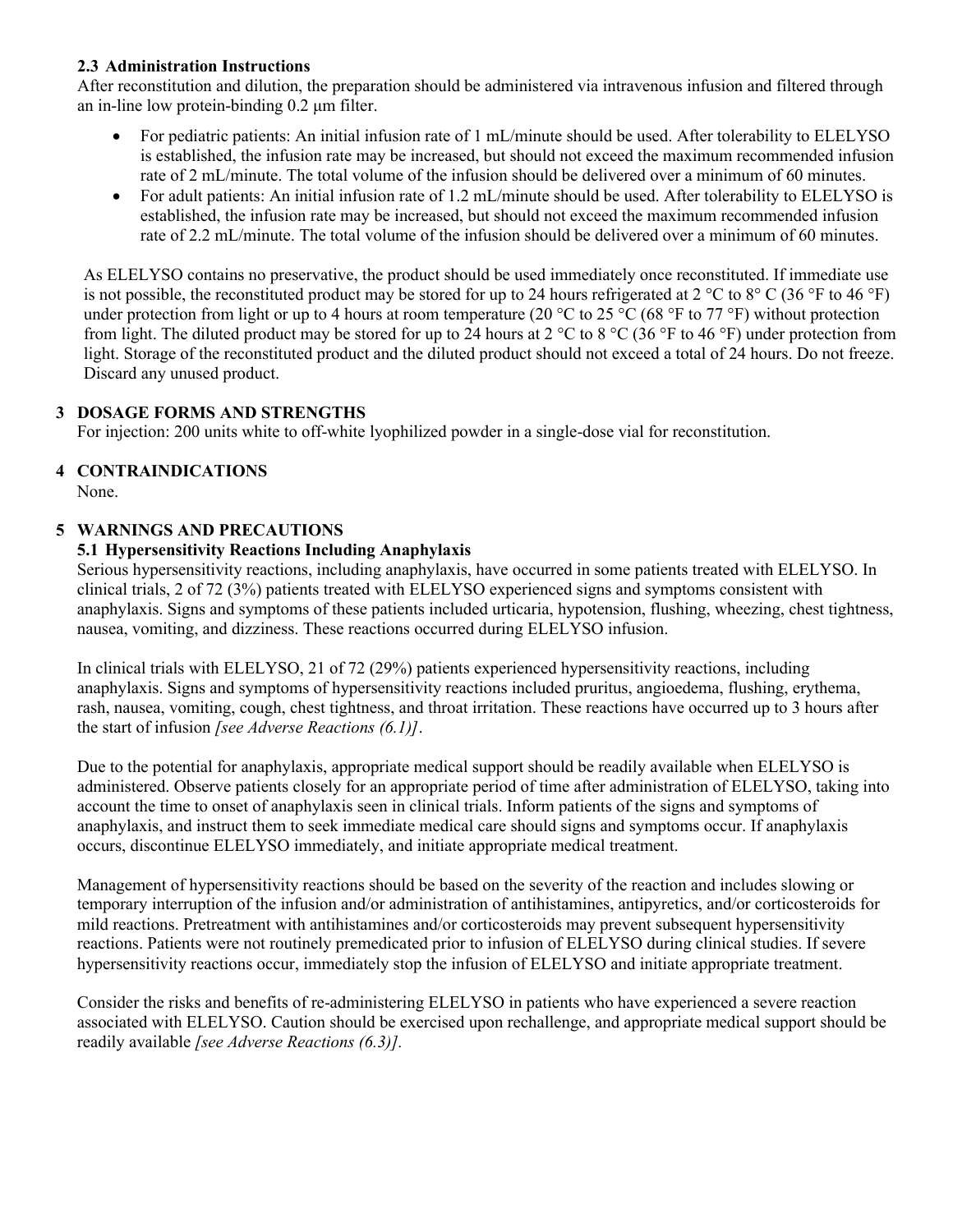### 2.3 Administration Instructions

After reconstitution and dilution, the preparation should be administered via intravenous infusion and filtered through an in-line low protein-binding 0.2 μm filter.

- For pediatric patients: An initial infusion rate of 1 mL/minute should be used. After tolerability to ELELYSO is established, the infusion rate may be increased, but should not exceed the maximum recommended infusion rate of 2 mL/minute. The total volume of the infusion should be delivered over a minimum of 60 minutes.
- For adult patients: An initial infusion rate of 1.2 mL/minute should be used. After tolerability to ELELYSO is established, the infusion rate may be increased, but should not exceed the maximum recommended infusion rate of 2.2 mL/minute. The total volume of the infusion should be delivered over a minimum of 60 minutes.

As ELELYSO contains no preservative, the product should be used immediately once reconstituted. If immediate use is not possible, the reconstituted product may be stored for up to 24 hours refrigerated at 2 °C to 8° C (36 °F to 46 °F) under protection from light or up to 4 hours at room temperature (20 °C to 25 °C (68 °F to 77 °F) without protection from light. The diluted product may be stored for up to 24 hours at 2 °C to 8 °C (36 °F to 46 °F) under protection from light. Storage of the reconstituted product and the diluted product should not exceed a total of 24 hours. Do not freeze. Discard any unused product.

## 3 DOSAGE FORMS AND STRENGTHS

For injection: 200 units white to off-white lyophilized powder in a single-dose vial for reconstitution.

## 4 CONTRAINDICATIONS

None.

## 5 WARNINGS AND PRECAUTIONS

### 5.1 Hypersensitivity Reactions Including Anaphylaxis

Serious hypersensitivity reactions, including anaphylaxis, have occurred in some patients treated with ELELYSO. In clinical trials, 2 of 72 (3%) patients treated with ELELYSO experienced signs and symptoms consistent with anaphylaxis. Signs and symptoms of these patients included urticaria, hypotension, flushing, wheezing, chest tightness, nausea, vomiting, and dizziness. These reactions occurred during ELELYSO infusion.

In clinical trials with ELELYSO, 21 of 72 (29%) patients experienced hypersensitivity reactions, including anaphylaxis. Signs and symptoms of hypersensitivity reactions included pruritus, angioedema, flushing, erythema, rash, nausea, vomiting, cough, chest tightness, and throat irritation. These reactions have occurred up to 3 hours after the start of infusion *[see Adverse Reactions (6.1)]*.

Due to the potential for anaphylaxis, appropriate medical support should be readily available when ELELYSO is administered. Observe patients closely for an appropriate period of time after administration of ELELYSO, taking into account the time to onset of anaphylaxis seen in clinical trials. Inform patients of the signs and symptoms of anaphylaxis, and instruct them to seek immediate medical care should signs and symptoms occur. If anaphylaxis occurs, discontinue ELELYSO immediately, and initiate appropriate medical treatment.

Management of hypersensitivity reactions should be based on the severity of the reaction and includes slowing or temporary interruption of the infusion and/or administration of antihistamines, antipyretics, and/or corticosteroids for mild reactions. Pretreatment with antihistamines and/or corticosteroids may prevent subsequent hypersensitivity reactions. Patients were not routinely premedicated prior to infusion of ELELYSO during clinical studies. If severe hypersensitivity reactions occur, immediately stop the infusion of ELELYSO and initiate appropriate treatment.

Consider the risks and benefits of re-administering ELELYSO in patients who have experienced a severe reaction associated with ELELYSO. Caution should be exercised upon rechallenge, and appropriate medical support should be readily available *[see Adverse Reactions (6.3)].*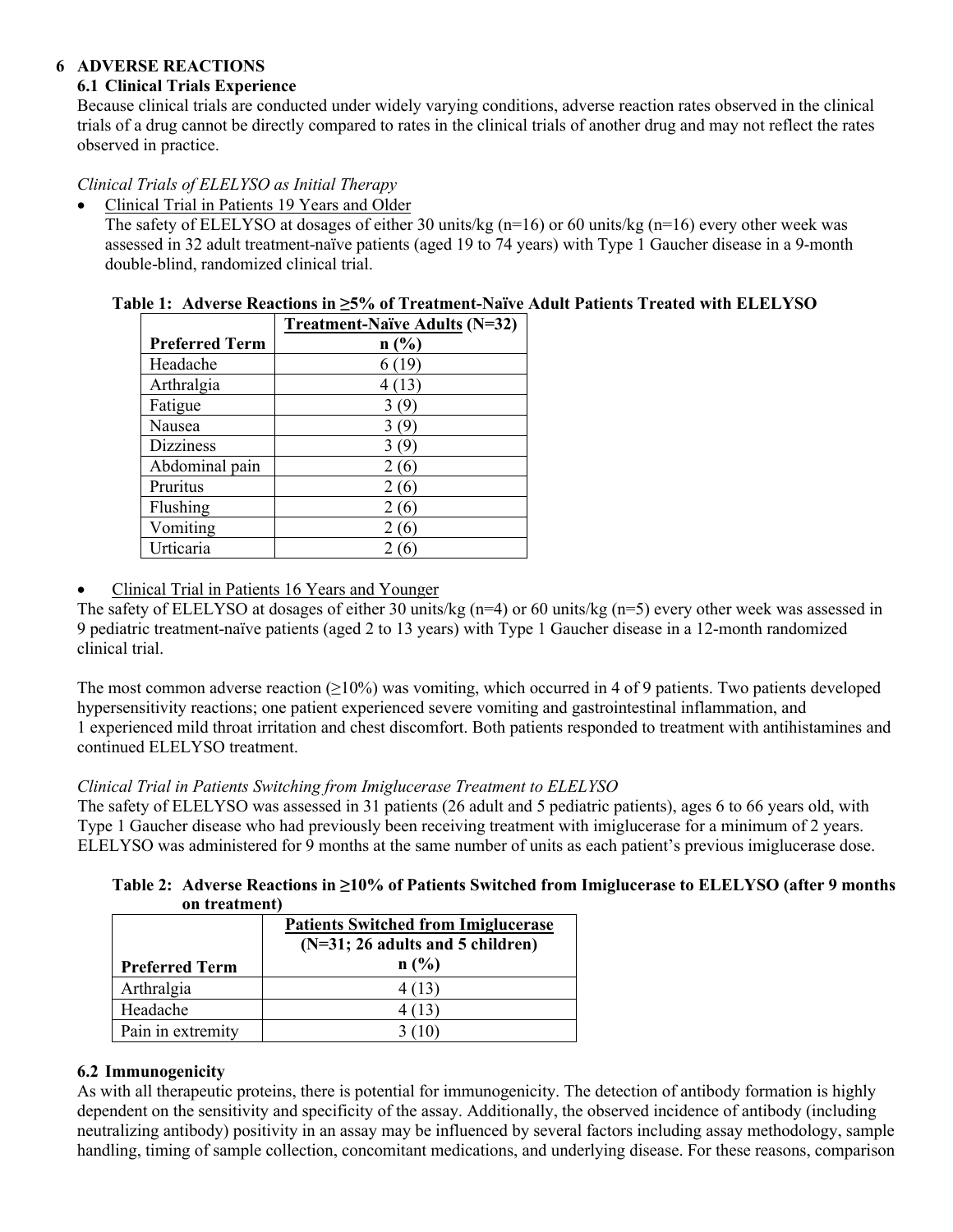## 6 ADVERSE REACTIONS

### 6.1 Clinical Trials Experience

Because clinical trials are conducted under widely varying conditions, adverse reaction rates observed in the clinical trials of a drug cannot be directly compared to rates in the clinical trials of another drug and may not reflect the rates observed in practice.

*Clinical Trials of ELELYSO as Initial Therapy*

- Clinical Trial in Patients 19 Years and Older

  The safety of ELELYSO at dosages of either 30 units/kg (n=16) or 60 units/kg (n=16) every other week was assessed in 32 adult treatment-naïve patients (aged 19 to 74 years) with Type 1 Gaucher disease in a 9-month double-blind, randomized clinical trial.

**Table 1: Adverse Reactions in ≥5% of Treatment-Naïve Adult Patients Treated with ELELYSO**

| Preferred Term | Treatment-Naïve Adults (N=32) n (%) |
|---|---|
| Headache | 6 (19) |
| Arthralgia | 4 (13) |
| Fatigue | 3 (9) |
| Nausea | 3 (9) |
| Dizziness | 3 (9) |
| Abdominal pain | 2 (6) |
| Pruritus | 2 (6) |
| Flushing | 2 (6) |
| Vomiting | 2 (6) |
| Urticaria | 2 (6) |

- Clinical Trial in Patients 16 Years and Younger

The safety of ELELYSO at dosages of either 30 units/kg (n=4) or 60 units/kg (n=5) every other week was assessed in 9 pediatric treatment-naïve patients (aged 2 to 13 years) with Type 1 Gaucher disease in a 12-month randomized clinical trial.

The most common adverse reaction (≥10%) was vomiting, which occurred in 4 of 9 patients. Two patients developed hypersensitivity reactions; one patient experienced severe vomiting and gastrointestinal inflammation, and 1 experienced mild throat irritation and chest discomfort. Both patients responded to treatment with antihistamines and continued ELELYSO treatment.

*Clinical Trial in Patients Switching from Imiglucerase Treatment to ELELYSO*

The safety of ELELYSO was assessed in 31 patients (26 adult and 5 pediatric patients), ages 6 to 66 years old, with Type 1 Gaucher disease who had previously been receiving treatment with imiglucerase for a minimum of 2 years. ELELYSO was administered for 9 months at the same number of units as each patient's previous imiglucerase dose.

**Table 2: Adverse Reactions in ≥10% of Patients Switched from Imiglucerase to ELELYSO (after 9 months on treatment)**

| Preferred Term | Patients Switched from Imiglucerase (N=31; 26 adults and 5 children) n (%) |
|---|---|
| Arthralgia | 4 (13) |
| Headache | 4 (13) |
| Pain in extremity | 3 (10) |

### 6.2 Immunogenicity

As with all therapeutic proteins, there is potential for immunogenicity. The detection of antibody formation is highly dependent on the sensitivity and specificity of the assay. Additionally, the observed incidence of antibody (including neutralizing antibody) positivity in an assay may be influenced by several factors including assay methodology, sample handling, timing of sample collection, concomitant medications, and underlying disease. For these reasons, comparison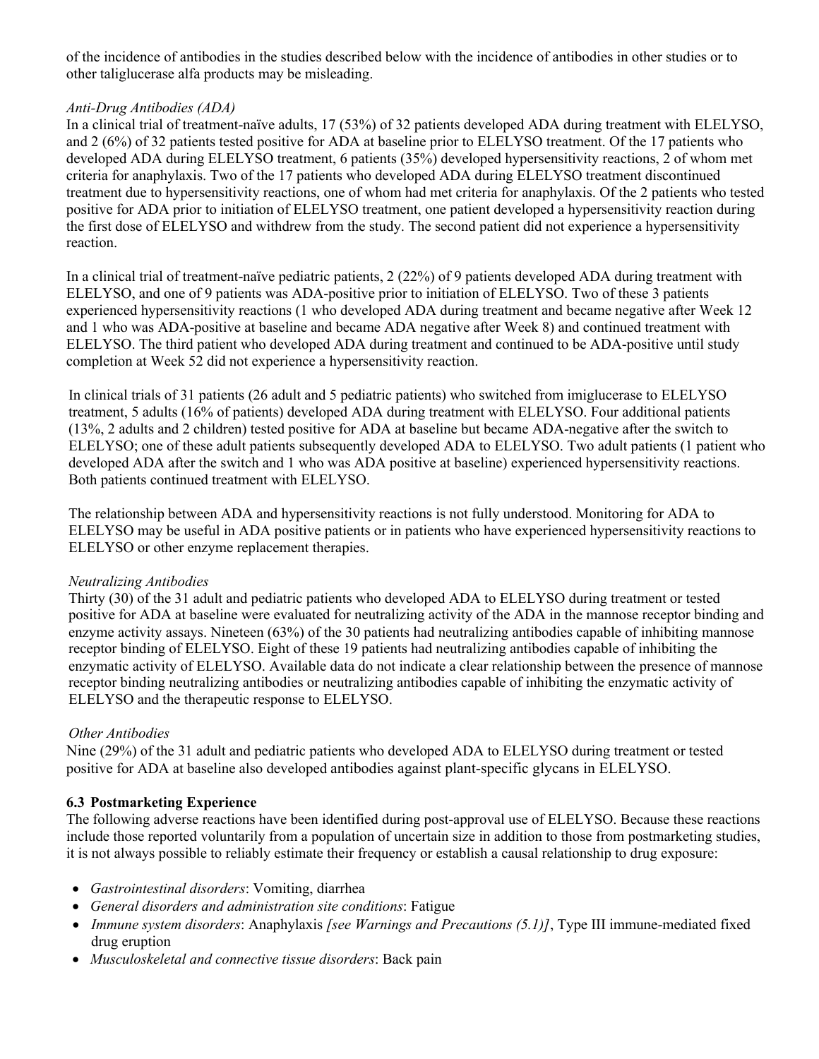of the incidence of antibodies in the studies described below with the incidence of antibodies in other studies or to other taliglucerase alfa products may be misleading.

*Anti-Drug Antibodies (ADA)*

In a clinical trial of treatment-naïve adults, 17 (53%) of 32 patients developed ADA during treatment with ELELYSO, and 2 (6%) of 32 patients tested positive for ADA at baseline prior to ELELYSO treatment. Of the 17 patients who developed ADA during ELELYSO treatment, 6 patients (35%) developed hypersensitivity reactions, 2 of whom met criteria for anaphylaxis. Two of the 17 patients who developed ADA during ELELYSO treatment discontinued treatment due to hypersensitivity reactions, one of whom had met criteria for anaphylaxis. Of the 2 patients who tested positive for ADA prior to initiation of ELELYSO treatment, one patient developed a hypersensitivity reaction during the first dose of ELELYSO and withdrew from the study. The second patient did not experience a hypersensitivity reaction.

In a clinical trial of treatment-naïve pediatric patients, 2 (22%) of 9 patients developed ADA during treatment with ELELYSO, and one of 9 patients was ADA-positive prior to initiation of ELELYSO. Two of these 3 patients experienced hypersensitivity reactions (1 who developed ADA during treatment and became negative after Week 12 and 1 who was ADA-positive at baseline and became ADA negative after Week 8) and continued treatment with ELELYSO. The third patient who developed ADA during treatment and continued to be ADA-positive until study completion at Week 52 did not experience a hypersensitivity reaction.

In clinical trials of 31 patients (26 adult and 5 pediatric patients) who switched from imiglucerase to ELELYSO treatment, 5 adults (16% of patients) developed ADA during treatment with ELELYSO. Four additional patients (13%, 2 adults and 2 children) tested positive for ADA at baseline but became ADA-negative after the switch to ELELYSO; one of these adult patients subsequently developed ADA to ELELYSO. Two adult patients (1 patient who developed ADA after the switch and 1 who was ADA positive at baseline) experienced hypersensitivity reactions. Both patients continued treatment with ELELYSO.

The relationship between ADA and hypersensitivity reactions is not fully understood. Monitoring for ADA to ELELYSO may be useful in ADA positive patients or in patients who have experienced hypersensitivity reactions to ELELYSO or other enzyme replacement therapies.

*Neutralizing Antibodies*

Thirty (30) of the 31 adult and pediatric patients who developed ADA to ELELYSO during treatment or tested positive for ADA at baseline were evaluated for neutralizing activity of the ADA in the mannose receptor binding and enzyme activity assays. Nineteen (63%) of the 30 patients had neutralizing antibodies capable of inhibiting mannose receptor binding of ELELYSO. Eight of these 19 patients had neutralizing antibodies capable of inhibiting the enzymatic activity of ELELYSO. Available data do not indicate a clear relationship between the presence of mannose receptor binding neutralizing antibodies or neutralizing antibodies capable of inhibiting the enzymatic activity of ELELYSO and the therapeutic response to ELELYSO.

*Other Antibodies*

Nine (29%) of the 31 adult and pediatric patients who developed ADA to ELELYSO during treatment or tested positive for ADA at baseline also developed antibodies against plant-specific glycans in ELELYSO.

### 6.3 Postmarketing Experience

The following adverse reactions have been identified during post-approval use of ELELYSO. Because these reactions include those reported voluntarily from a population of uncertain size in addition to those from postmarketing studies, it is not always possible to reliably estimate their frequency or establish a causal relationship to drug exposure:

- *Gastrointestinal disorders*: Vomiting, diarrhea
- *General disorders and administration site conditions*: Fatigue
- *Immune system disorders*: Anaphylaxis *[see Warnings and Precautions (5.1)]*, Type III immune-mediated fixed drug eruption
- *Musculoskeletal and connective tissue disorders*: Back pain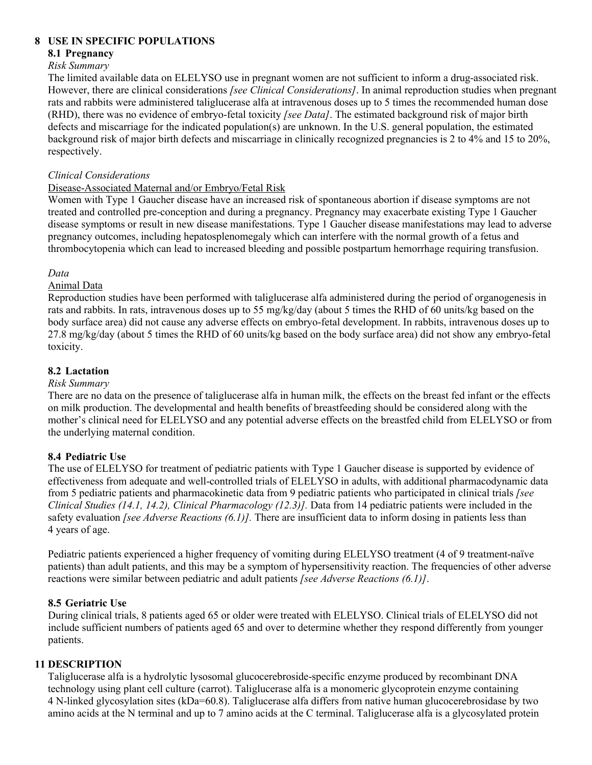## 8 USE IN SPECIFIC POPULATIONS

### 8.1 Pregnancy

*Risk Summary*

The limited available data on ELELYSO use in pregnant women are not sufficient to inform a drug-associated risk. However, there are clinical considerations *[see Clinical Considerations]*. In animal reproduction studies when pregnant rats and rabbits were administered taliglucerase alfa at intravenous doses up to 5 times the recommended human dose (RHD), there was no evidence of embryo-fetal toxicity *[see Data]*. The estimated background risk of major birth defects and miscarriage for the indicated population(s) are unknown. In the U.S. general population, the estimated background risk of major birth defects and miscarriage in clinically recognized pregnancies is 2 to 4% and 15 to 20%, respectively.

*Clinical Considerations*

Disease-Associated Maternal and/or Embryo/Fetal Risk

Women with Type 1 Gaucher disease have an increased risk of spontaneous abortion if disease symptoms are not treated and controlled pre-conception and during a pregnancy. Pregnancy may exacerbate existing Type 1 Gaucher disease symptoms or result in new disease manifestations. Type 1 Gaucher disease manifestations may lead to adverse pregnancy outcomes, including hepatosplenomegaly which can interfere with the normal growth of a fetus and thrombocytopenia which can lead to increased bleeding and possible postpartum hemorrhage requiring transfusion.

*Data*

Animal Data

Reproduction studies have been performed with taliglucerase alfa administered during the period of organogenesis in rats and rabbits. In rats, intravenous doses up to 55 mg/kg/day (about 5 times the RHD of 60 units/kg based on the body surface area) did not cause any adverse effects on embryo-fetal development. In rabbits, intravenous doses up to 27.8 mg/kg/day (about 5 times the RHD of 60 units/kg based on the body surface area) did not show any embryo-fetal toxicity.

### 8.2 Lactation

*Risk Summary*

There are no data on the presence of taliglucerase alfa in human milk, the effects on the breast fed infant or the effects on milk production. The developmental and health benefits of breastfeeding should be considered along with the mother's clinical need for ELELYSO and any potential adverse effects on the breastfed child from ELELYSO or from the underlying maternal condition.

### 8.4 Pediatric Use

The use of ELELYSO for treatment of pediatric patients with Type 1 Gaucher disease is supported by evidence of effectiveness from adequate and well-controlled trials of ELELYSO in adults, with additional pharmacodynamic data from 5 pediatric patients and pharmacokinetic data from 9 pediatric patients who participated in clinical trials *[see Clinical Studies (14.1, 14.2), Clinical Pharmacology (12.3)]*. Data from 14 pediatric patients were included in the safety evaluation *[see Adverse Reactions (6.1)]*. There are insufficient data to inform dosing in patients less than 4 years of age.

Pediatric patients experienced a higher frequency of vomiting during ELELYSO treatment (4 of 9 treatment-naïve patients) than adult patients, and this may be a symptom of hypersensitivity reaction. The frequencies of other adverse reactions were similar between pediatric and adult patients *[see Adverse Reactions (6.1)]*.

### 8.5 Geriatric Use

During clinical trials, 8 patients aged 65 or older were treated with ELELYSO. Clinical trials of ELELYSO did not include sufficient numbers of patients aged 65 and over to determine whether they respond differently from younger patients.

## 11 DESCRIPTION

Taliglucerase alfa is a hydrolytic lysosomal glucocerebroside-specific enzyme produced by recombinant DNA technology using plant cell culture (carrot). Taliglucerase alfa is a monomeric glycoprotein enzyme containing 4 N-linked glycosylation sites (kDa=60.8). Taliglucerase alfa differs from native human glucocerebrosidase by two amino acids at the N terminal and up to 7 amino acids at the C terminal. Taliglucerase alfa is a glycosylated protein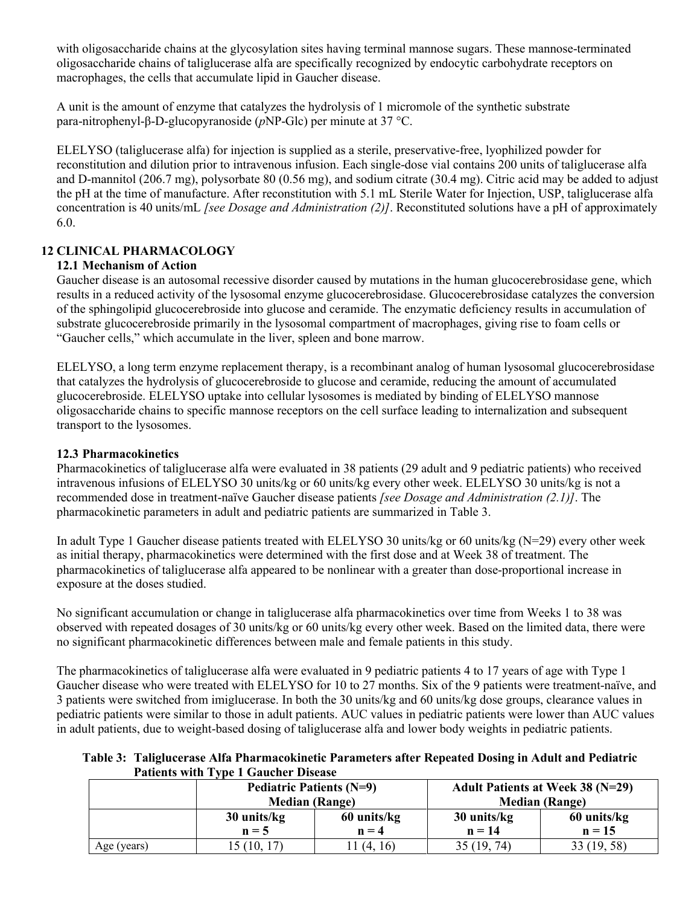with oligosaccharide chains at the glycosylation sites having terminal mannose sugars. These mannose-terminated oligosaccharide chains of taliglucerase alfa are specifically recognized by endocytic carbohydrate receptors on macrophages, the cells that accumulate lipid in Gaucher disease.

A unit is the amount of enzyme that catalyzes the hydrolysis of 1 micromole of the synthetic substrate para-nitrophenyl-β-D-glucopyranoside (*p*NP-Glc) per minute at 37 °C.

ELELYSO (taliglucerase alfa) for injection is supplied as a sterile, preservative-free, lyophilized powder for reconstitution and dilution prior to intravenous infusion. Each single-dose vial contains 200 units of taliglucerase alfa and D-mannitol (206.7 mg), polysorbate 80 (0.56 mg), and sodium citrate (30.4 mg). Citric acid may be added to adjust the pH at the time of manufacture. After reconstitution with 5.1 mL Sterile Water for Injection, USP, taliglucerase alfa concentration is 40 units/mL *[see Dosage and Administration (2)]*. Reconstituted solutions have a pH of approximately 6.0.

## 12 CLINICAL PHARMACOLOGY

### 12.1 Mechanism of Action

Gaucher disease is an autosomal recessive disorder caused by mutations in the human glucocerebrosidase gene, which results in a reduced activity of the lysosomal enzyme glucocerebrosidase. Glucocerebrosidase catalyzes the conversion of the sphingolipid glucocerebroside into glucose and ceramide. The enzymatic deficiency results in accumulation of substrate glucocerebroside primarily in the lysosomal compartment of macrophages, giving rise to foam cells or "Gaucher cells," which accumulate in the liver, spleen and bone marrow.

ELELYSO, a long term enzyme replacement therapy, is a recombinant analog of human lysosomal glucocerebrosidase that catalyzes the hydrolysis of glucocerebroside to glucose and ceramide, reducing the amount of accumulated glucocerebroside. ELELYSO uptake into cellular lysosomes is mediated by binding of ELELYSO mannose oligosaccharide chains to specific mannose receptors on the cell surface leading to internalization and subsequent transport to the lysosomes.

### 12.3 Pharmacokinetics

Pharmacokinetics of taliglucerase alfa were evaluated in 38 patients (29 adult and 9 pediatric patients) who received intravenous infusions of ELELYSO 30 units/kg or 60 units/kg every other week. ELELYSO 30 units/kg is not a recommended dose in treatment-naïve Gaucher disease patients *[see Dosage and Administration (2.1)]*. The pharmacokinetic parameters in adult and pediatric patients are summarized in Table 3.

In adult Type 1 Gaucher disease patients treated with ELELYSO 30 units/kg or 60 units/kg (N=29) every other week as initial therapy, pharmacokinetics were determined with the first dose and at Week 38 of treatment. The pharmacokinetics of taliglucerase alfa appeared to be nonlinear with a greater than dose-proportional increase in exposure at the doses studied.

No significant accumulation or change in taliglucerase alfa pharmacokinetics over time from Weeks 1 to 38 was observed with repeated dosages of 30 units/kg or 60 units/kg every other week. Based on the limited data, there were no significant pharmacokinetic differences between male and female patients in this study.

The pharmacokinetics of taliglucerase alfa were evaluated in 9 pediatric patients 4 to 17 years of age with Type 1 Gaucher disease who were treated with ELELYSO for 10 to 27 months. Six of the 9 patients were treatment-naïve, and 3 patients were switched from imiglucerase. In both the 30 units/kg and 60 units/kg dose groups, clearance values in pediatric patients were similar to those in adult patients. AUC values in pediatric patients were lower than AUC values in adult patients, due to weight-based dosing of taliglucerase alfa and lower body weights in pediatric patients.

**Table 3: Taliglucerase Alfa Pharmacokinetic Parameters after Repeated Dosing in Adult and Pediatric Patients with Type 1 Gaucher Disease**

| | Pediatric Patients (N=9) Median (Range) | | Adult Patients at Week 38 (N=29) Median (Range) | |
|---|---|---|---|---|
| | 30 units/kg n = 5 | 60 units/kg n = 4 | 30 units/kg n = 14 | 60 units/kg n = 15 |
| Age (years) | 15 (10, 17) | 11 (4, 16) | 35 (19, 74) | 33 (19, 58) |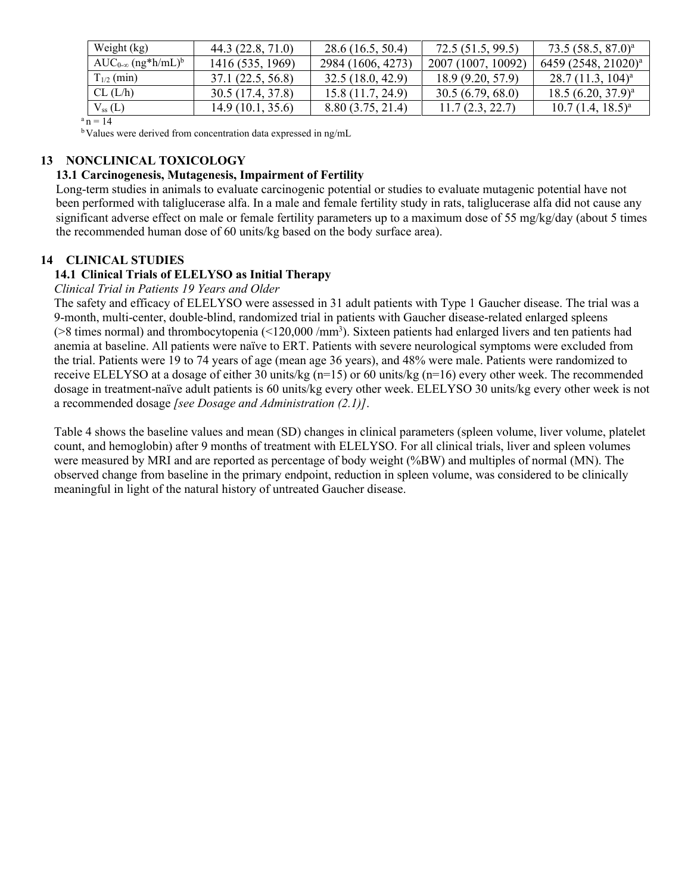| Weight (kg) | 44.3 (22.8, 71.0) | 28.6 (16.5, 50.4) | 72.5 (51.5, 99.5) | 73.5 (58.5, 87.0)[a] |
|---|---|---|---|---|
| $AUC_{0-\infty}$ (ng*h/mL)[b] | 1416 (535, 1969) | 2984 (1606, 4273) | 2007 (1007, 10092) | 6459 (2548, 21020)[a] |
| $T_{1/2}$ (min) | 37.1 (22.5, 56.8) | 32.5 (18.0, 42.9) | 18.9 (9.20, 57.9) | 28.7 (11.3, 104)[a] |
| CL (L/h) | 30.5 (17.4, 37.8) | 15.8 (11.7, 24.9) | 30.5 (6.79, 68.0) | 18.5 (6.20, 37.9)[a] |
| $V_{ss}$ (L) | 14.9 (10.1, 35.6) | 8.80 (3.75, 21.4) | 11.7 (2.3, 22.7) | 10.7 (1.4, 18.5)[a] |

[a] n = 14

[b] Values were derived from concentration data expressed in ng/mL

## 13 NONCLINICAL TOXICOLOGY

### 13.1 Carcinogenesis, Mutagenesis, Impairment of Fertility

Long-term studies in animals to evaluate carcinogenic potential or studies to evaluate mutagenic potential have not been performed with taliglucerase alfa. In a male and female fertility study in rats, taliglucerase alfa did not cause any significant adverse effect on male or female fertility parameters up to a maximum dose of 55 mg/kg/day (about 5 times the recommended human dose of 60 units/kg based on the body surface area).

## 14 CLINICAL STUDIES

### 14.1 Clinical Trials of ELELYSO as Initial Therapy

*Clinical Trial in Patients 19 Years and Older*

The safety and efficacy of ELELYSO were assessed in 31 adult patients with Type 1 Gaucher disease. The trial was a 9-month, multi-center, double-blind, randomized trial in patients with Gaucher disease-related enlarged spleens (>8 times normal) and thrombocytopenia (<120,000 /mm$^3$). Sixteen patients had enlarged livers and ten patients had anemia at baseline. All patients were naïve to ERT. Patients with severe neurological symptoms were excluded from the trial. Patients were 19 to 74 years of age (mean age 36 years), and 48% were male. Patients were randomized to receive ELELYSO at a dosage of either 30 units/kg (n=15) or 60 units/kg (n=16) every other week. The recommended dosage in treatment-naïve adult patients is 60 units/kg every other week. ELELYSO 30 units/kg every other week is not a recommended dosage *[see Dosage and Administration (2.1)]*.

Table 4 shows the baseline values and mean (SD) changes in clinical parameters (spleen volume, liver volume, platelet count, and hemoglobin) after 9 months of treatment with ELELYSO. For all clinical trials, liver and spleen volumes were measured by MRI and are reported as percentage of body weight (%BW) and multiples of normal (MN). The observed change from baseline in the primary endpoint, reduction in spleen volume, was considered to be clinically meaningful in light of the natural history of untreated Gaucher disease.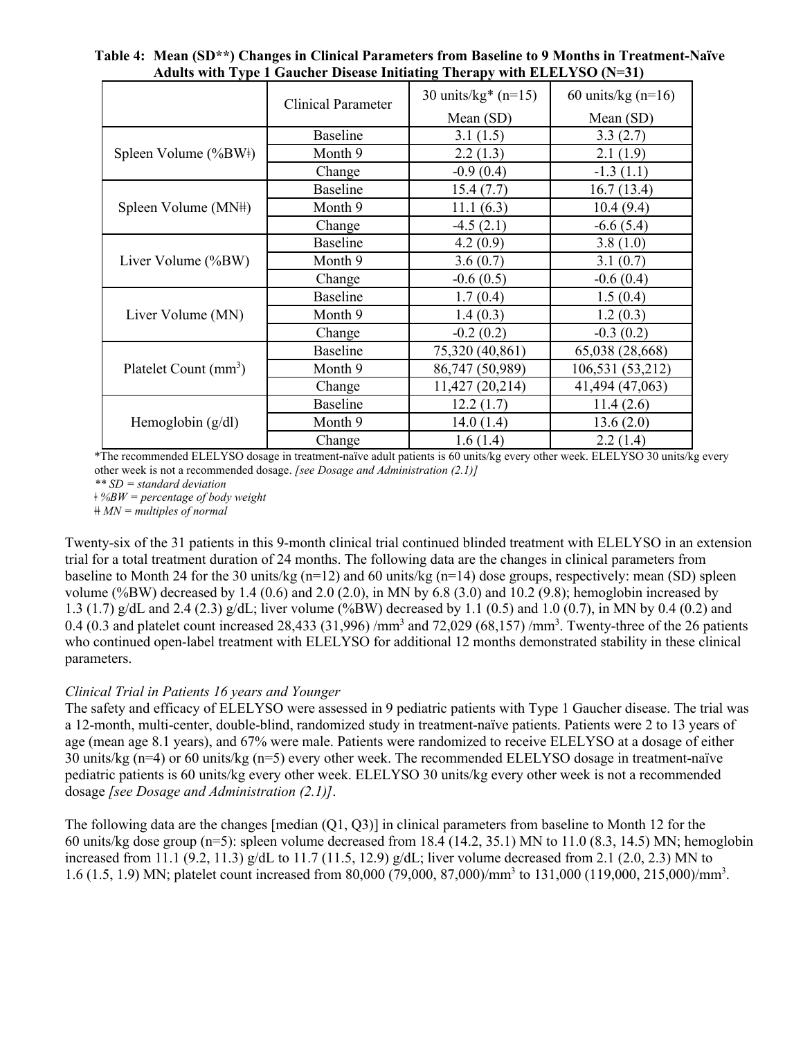**Table 4: Mean (SD**) Changes in Clinical Parameters from Baseline to 9 Months in Treatment-Naïve Adults with Type 1 Gaucher Disease Initiating Therapy with ELELYSO (N=31)**

| | Clinical Parameter | 30 units/kg* (n=15) Mean (SD) | 60 units/kg (n=16) Mean (SD) |
|---|---|---|---|
| Spleen Volume (%BWǂ) | Baseline | 3.1 (1.5) | 3.3 (2.7) |
| | Month 9 | 2.2 (1.3) | 2.1 (1.9) |
| | Change | -0.9 (0.4) | -1.3 (1.1) |
| Spleen Volume (MNǂǂ) | Baseline | 15.4 (7.7) | 16.7 (13.4) |
| | Month 9 | 11.1 (6.3) | 10.4 (9.4) |
| | Change | -4.5 (2.1) | -6.6 (5.4) |
| Liver Volume (%BW) | Baseline | 4.2 (0.9) | 3.8 (1.0) |
| | Month 9 | 3.6 (0.7) | 3.1 (0.7) |
| | Change | -0.6 (0.5) | -0.6 (0.4) |
| Liver Volume (MN) | Baseline | 1.7 (0.4) | 1.5 (0.4) |
| | Month 9 | 1.4 (0.3) | 1.2 (0.3) |
| | Change | -0.2 (0.2) | -0.3 (0.2) |
| Platelet Count ($mm^3$) | Baseline | 75,320 (40,861) | 65,038 (28,668) |
| | Month 9 | 86,747 (50,989) | 106,531 (53,212) |
| | Change | 11,427 (20,214) | 41,494 (47,063) |
| Hemoglobin (g/dl) | Baseline | 12.2 (1.7) | 11.4 (2.6) |
| | Month 9 | 14.0 (1.4) | 13.6 (2.0) |
| | Change | 1.6 (1.4) | 2.2 (1.4) |

*The recommended ELELYSO dosage in treatment-naïve adult patients is 60 units/kg every other week. ELELYSO 30 units/kg every other week is not a recommended dosage. *[see Dosage and Administration (2.1)]*

*** SD = standard deviation*

*ǂ %BW = percentage of body weight*

*ǂǂ MN = multiples of normal*

Twenty-six of the 31 patients in this 9-month clinical trial continued blinded treatment with ELELYSO in an extension trial for a total treatment duration of 24 months. The following data are the changes in clinical parameters from baseline to Month 24 for the 30 units/kg (n=12) and 60 units/kg (n=14) dose groups, respectively: mean (SD) spleen volume (%BW) decreased by 1.4 (0.6) and 2.0 (2.0), in MN by 6.8 (3.0) and 10.2 (9.8); hemoglobin increased by 1.3 (1.7) g/dL and 2.4 (2.3) g/dL; liver volume (%BW) decreased by 1.1 (0.5) and 1.0 (0.7), in MN by 0.4 (0.2) and 0.4 (0.3 and platelet count increased 28,433 (31,996) /$mm^3$ and 72,029 (68,157) /$mm^3$. Twenty-three of the 26 patients who continued open-label treatment with ELELYSO for additional 12 months demonstrated stability in these clinical parameters.

*Clinical Trial in Patients 16 years and Younger*

The safety and efficacy of ELELYSO were assessed in 9 pediatric patients with Type 1 Gaucher disease. The trial was a 12-month, multi-center, double-blind, randomized study in treatment-naïve patients. Patients were 2 to 13 years of age (mean age 8.1 years), and 67% were male. Patients were randomized to receive ELELYSO at a dosage of either 30 units/kg (n=4) or 60 units/kg (n=5) every other week. The recommended ELELYSO dosage in treatment-naïve pediatric patients is 60 units/kg every other week. ELELYSO 30 units/kg every other week is not a recommended dosage *[see Dosage and Administration (2.1)]*.

The following data are the changes [median (Q1, Q3)] in clinical parameters from baseline to Month 12 for the 60 units/kg dose group (n=5): spleen volume decreased from 18.4 (14.2, 35.1) MN to 11.0 (8.3, 14.5) MN; hemoglobin increased from 11.1 (9.2, 11.3) g/dL to 11.7 (11.5, 12.9) g/dL; liver volume decreased from 2.1 (2.0, 2.3) MN to 1.6 (1.5, 1.9) MN; platelet count increased from 80,000 (79,000, 87,000)/$mm^3$ to 131,000 (119,000, 215,000)/$mm^3$.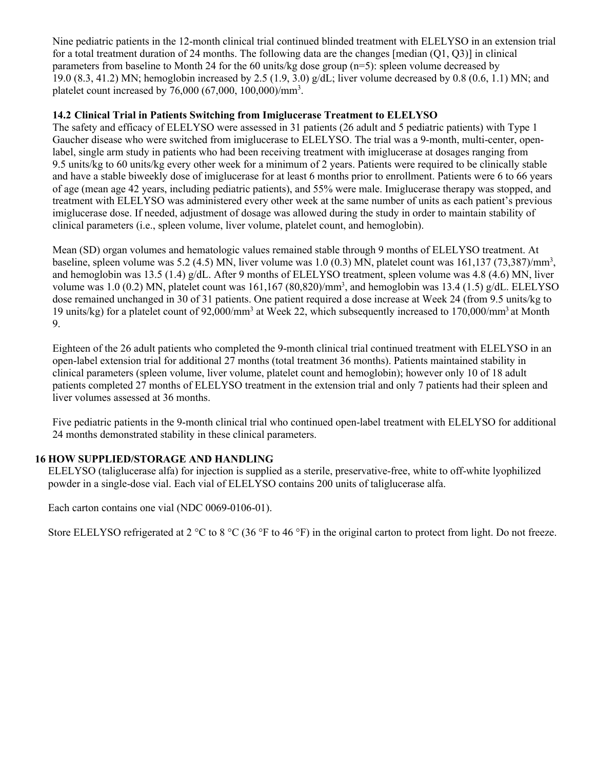Nine pediatric patients in the 12-month clinical trial continued blinded treatment with ELELYSO in an extension trial for a total treatment duration of 24 months. The following data are the changes [median (Q1, Q3)] in clinical parameters from baseline to Month 24 for the 60 units/kg dose group (n=5): spleen volume decreased by 19.0 (8.3, 41.2) MN; hemoglobin increased by 2.5 (1.9, 3.0) g/dL; liver volume decreased by 0.8 (0.6, 1.1) MN; and platelet count increased by 76,000 (67,000, 100,000)/$mm^3$.

### 14.2 Clinical Trial in Patients Switching from Imiglucerase Treatment to ELELYSO

The safety and efficacy of ELELYSO were assessed in 31 patients (26 adult and 5 pediatric patients) with Type 1 Gaucher disease who were switched from imiglucerase to ELELYSO. The trial was a 9-month, multi-center, open-label, single arm study in patients who had been receiving treatment with imiglucerase at dosages ranging from 9.5 units/kg to 60 units/kg every other week for a minimum of 2 years. Patients were required to be clinically stable and have a stable biweekly dose of imiglucerase for at least 6 months prior to enrollment. Patients were 6 to 66 years of age (mean age 42 years, including pediatric patients), and 55% were male. Imiglucerase therapy was stopped, and treatment with ELELYSO was administered every other week at the same number of units as each patient's previous imiglucerase dose. If needed, adjustment of dosage was allowed during the study in order to maintain stability of clinical parameters (i.e., spleen volume, liver volume, platelet count, and hemoglobin).

Mean (SD) organ volumes and hematologic values remained stable through 9 months of ELELYSO treatment. At baseline, spleen volume was 5.2 (4.5) MN, liver volume was 1.0 (0.3) MN, platelet count was 161,137 (73,387)/$mm^3$, and hemoglobin was 13.5 (1.4) g/dL. After 9 months of ELELYSO treatment, spleen volume was 4.8 (4.6) MN, liver volume was 1.0 (0.2) MN, platelet count was 161,167 (80,820)/$mm^3$, and hemoglobin was 13.4 (1.5) g/dL. ELELYSO dose remained unchanged in 30 of 31 patients. One patient required a dose increase at Week 24 (from 9.5 units/kg to 19 units/kg) for a platelet count of 92,000/$mm^3$ at Week 22, which subsequently increased to 170,000/$mm^3$ at Month 9.

Eighteen of the 26 adult patients who completed the 9-month clinical trial continued treatment with ELELYSO in an open-label extension trial for additional 27 months (total treatment 36 months). Patients maintained stability in clinical parameters (spleen volume, liver volume, platelet count and hemoglobin); however only 10 of 18 adult patients completed 27 months of ELELYSO treatment in the extension trial and only 7 patients had their spleen and liver volumes assessed at 36 months.

Five pediatric patients in the 9-month clinical trial who continued open-label treatment with ELELYSO for additional 24 months demonstrated stability in these clinical parameters.

## 16 HOW SUPPLIED/STORAGE AND HANDLING

ELELYSO (taliglucerase alfa) for injection is supplied as a sterile, preservative-free, white to off-white lyophilized powder in a single-dose vial. Each vial of ELELYSO contains 200 units of taliglucerase alfa.

Each carton contains one vial (NDC 0069-0106-01).

Store ELELYSO refrigerated at 2 °C to 8 °C (36 °F to 46 °F) in the original carton to protect from light. Do not freeze.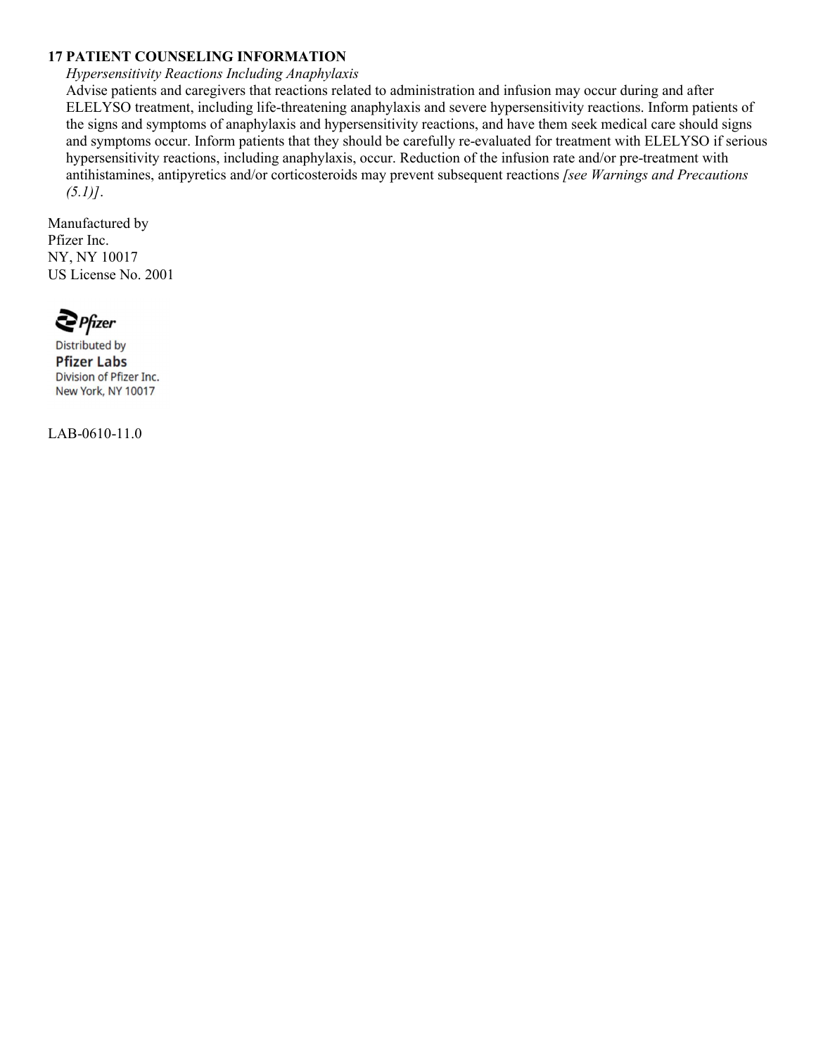## 17 PATIENT COUNSELING INFORMATION

*Hypersensitivity Reactions Including Anaphylaxis*

Advise patients and caregivers that reactions related to administration and infusion may occur during and after ELELYSO treatment, including life-threatening anaphylaxis and severe hypersensitivity reactions. Inform patients of the signs and symptoms of anaphylaxis and hypersensitivity reactions, and have them seek medical care should signs and symptoms occur. Inform patients that they should be carefully re-evaluated for treatment with ELELYSO if serious hypersensitivity reactions, including anaphylaxis, occur. Reduction of the infusion rate and/or pre-treatment with antihistamines, antipyretics and/or corticosteroids may prevent subsequent reactions *[see Warnings and Precautions (5.1)]*.

Manufactured by
Pfizer Inc.
NY, NY 10017
US License No. 2001

Pfizer
Distributed by
**Pfizer Labs**
Division of Pfizer Inc.
New York, NY 10017

LAB-0610-11.0